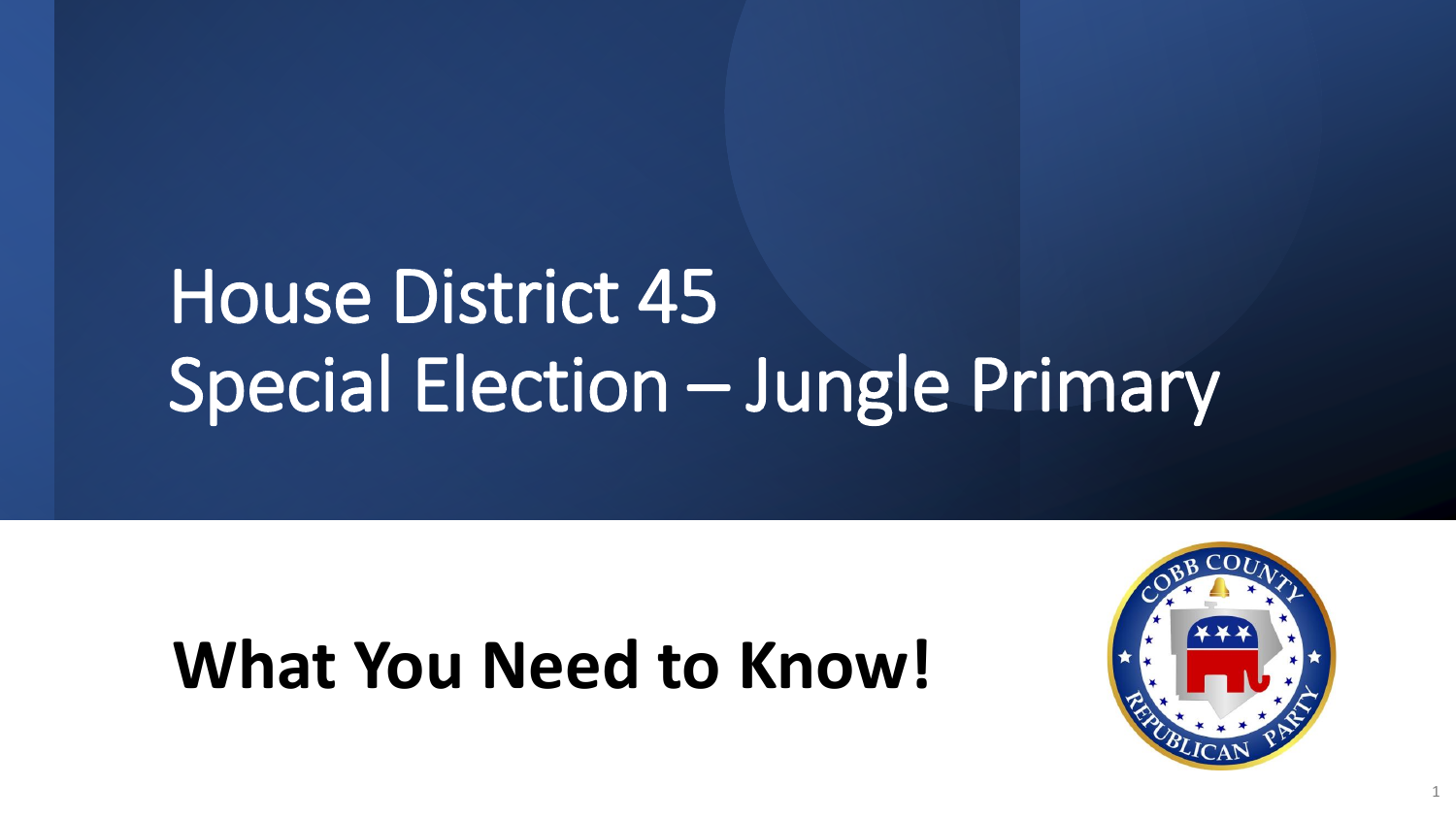# House District 45
# Special Election – Jungle Primary

## What You Need to Know!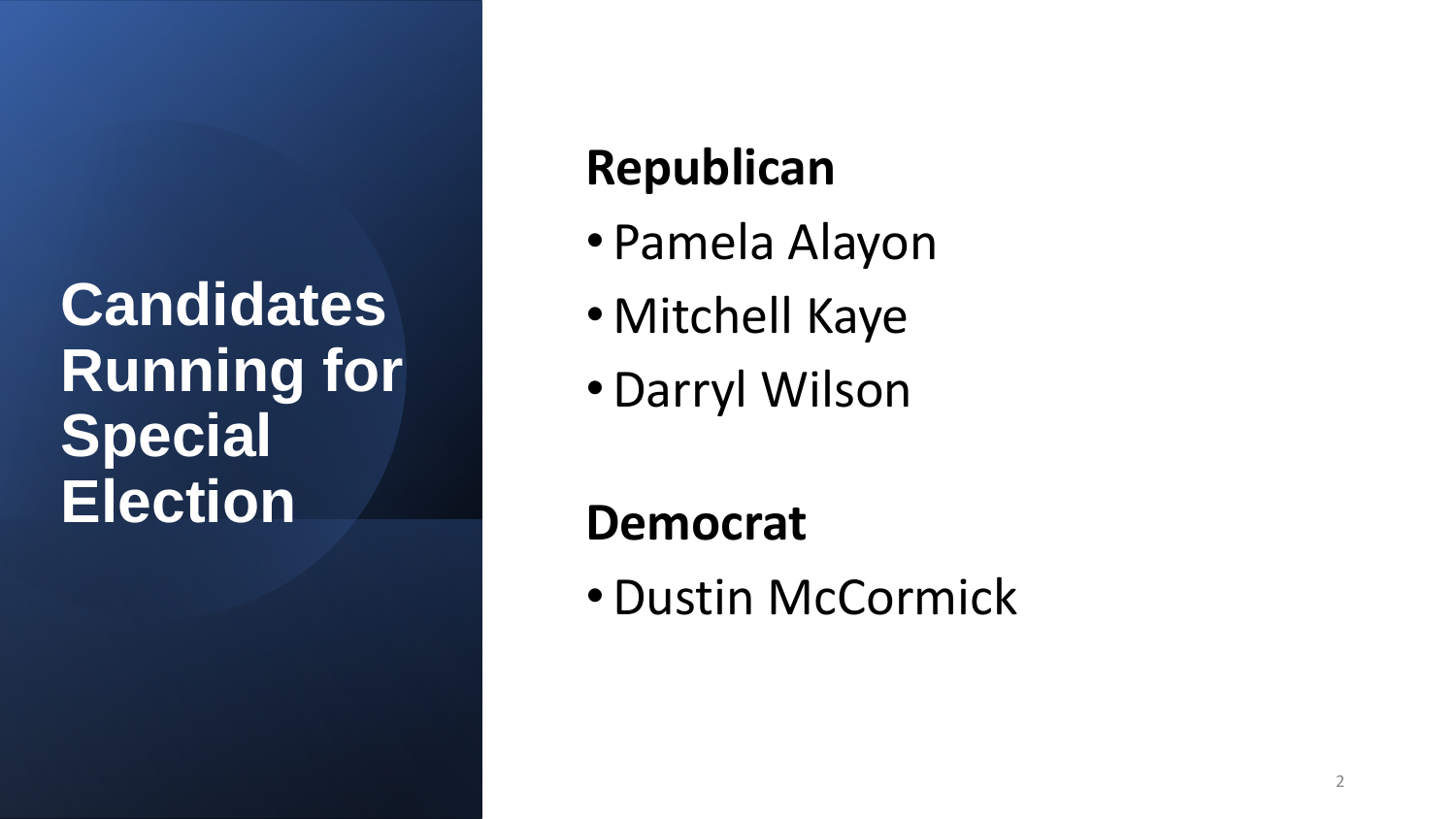# Candidates Running for Special Election

## Republican

- Pamela Alayon
- Mitchell Kaye
- Darryl Wilson

## Democrat

- Dustin McCormick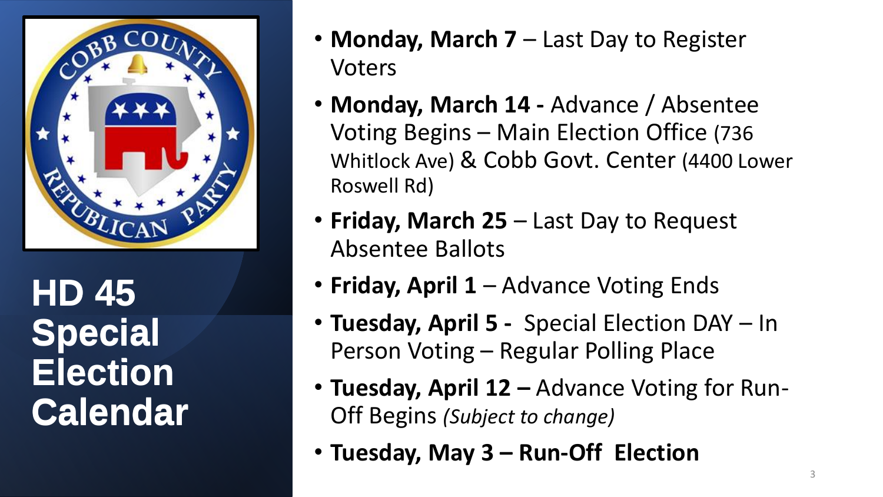# HD 45 Special Election Calendar

- **Monday, March 7** – Last Day to Register Voters
- **Monday, March 14 -** Advance / Absentee Voting Begins – Main Election Office (736 Whitlock Ave) & Cobb Govt. Center (4400 Lower Roswell Rd)
- **Friday, March 25** – Last Day to Request Absentee Ballots
- **Friday, April 1** – Advance Voting Ends
- **Tuesday, April 5 -** Special Election DAY – In Person Voting – Regular Polling Place
- **Tuesday, April 12 –** Advance Voting for Run-Off Begins *(Subject to change)*
- **Tuesday, May 3 – Run-Off Election**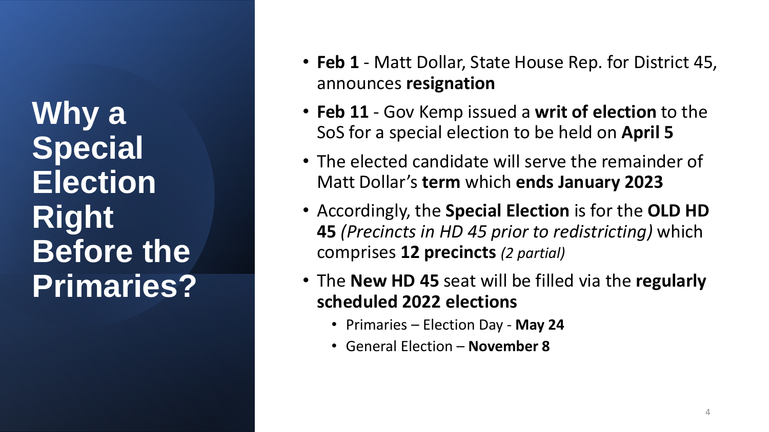# Why a Special Election Right Before the Primaries?

- **Feb 1** - Matt Dollar, State House Rep. for District 45, announces **resignation**
- **Feb 11** - Gov Kemp issued a **writ of election** to the SoS for a special election to be held on **April 5**
- The elected candidate will serve the remainder of Matt Dollar's **term** which **ends January 2023**
- Accordingly, the **Special Election** is for the **OLD HD 45** *(Precincts in HD 45 prior to redistricting)* which comprises **12 precincts** *(2 partial)*
- The **New HD 45** seat will be filled via the **regularly scheduled 2022 elections**
  - Primaries – Election Day - **May 24**
  - General Election – **November 8**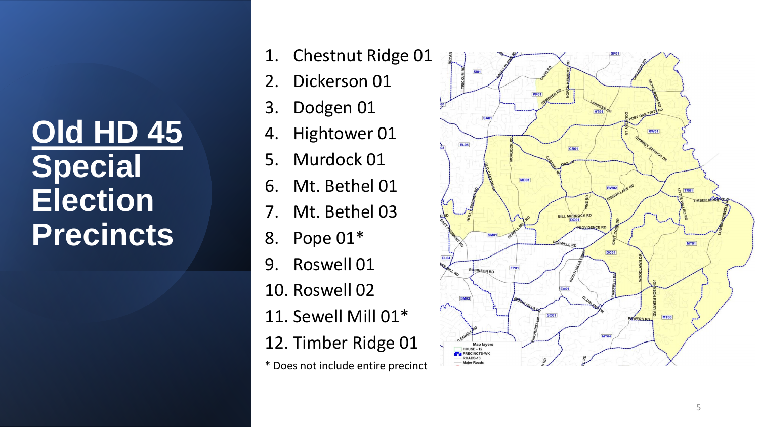# Old HD 45 Special Election Precincts

1. Chestnut Ridge 01
2. Dickerson 01
3. Dodgen 01
4. Hightower 01
5. Murdock 01
6. Mt. Bethel 01
7. Mt. Bethel 03
8. Pope 01*
9. Roswell 01
10. Roswell 02
11. Sewell Mill 01*
12. Timber Ridge 01

* Does not include entire precinct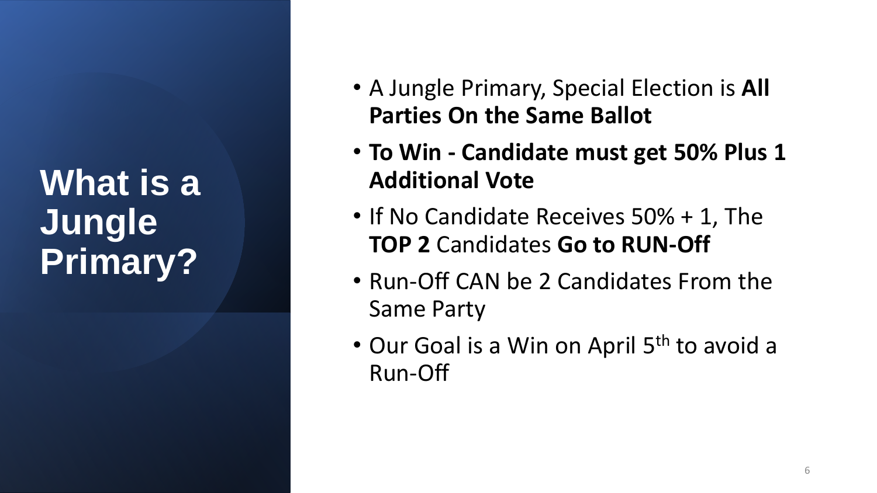# What is a Jungle Primary?

- A Jungle Primary, Special Election is **All Parties On the Same Ballot**
- **To Win - Candidate must get 50% Plus 1 Additional Vote**
- If No Candidate Receives 50% + 1, The **TOP 2** Candidates **Go to RUN-Off**
- Run-Off CAN be 2 Candidates From the Same Party
- Our Goal is a Win on April 5th to avoid a Run-Off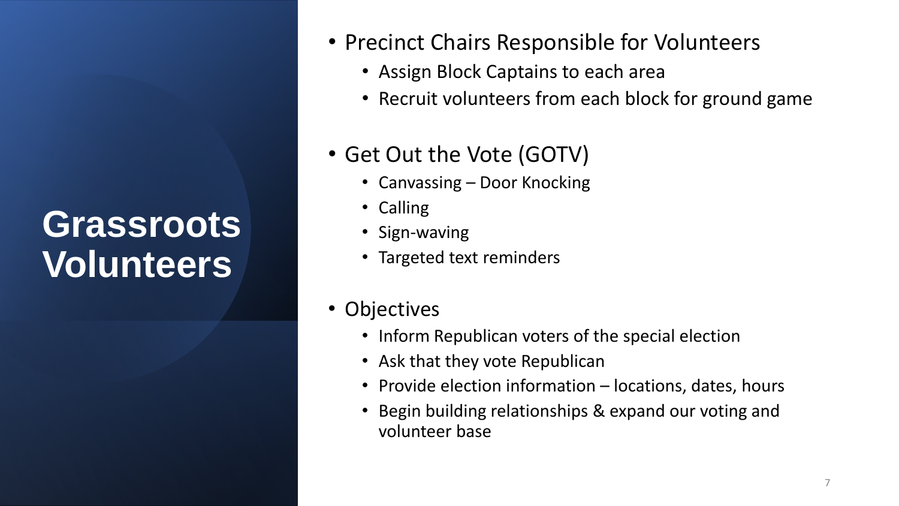# Grassroots Volunteers

- Precinct Chairs Responsible for Volunteers
  - Assign Block Captains to each area
  - Recruit volunteers from each block for ground game
- Get Out the Vote (GOTV)
  - Canvassing – Door Knocking
  - Calling
  - Sign-waving
  - Targeted text reminders
- Objectives
  - Inform Republican voters of the special election
  - Ask that they vote Republican
  - Provide election information – locations, dates, hours
  - Begin building relationships & expand our voting and volunteer base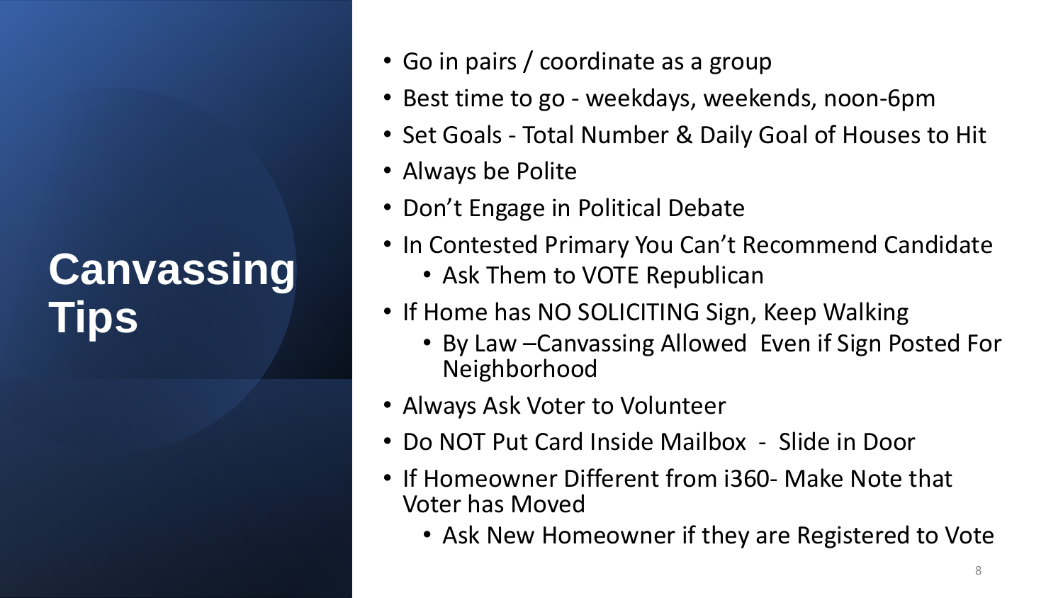# Canvassing Tips

- Go in pairs / coordinate as a group
- Best time to go - weekdays, weekends, noon-6pm
- Set Goals - Total Number & Daily Goal of Houses to Hit
- Always be Polite
- Don't Engage in Political Debate
- In Contested Primary You Can't Recommend Candidate
  - Ask Them to VOTE Republican
- If Home has NO SOLICITING Sign, Keep Walking
  - By Law –Canvassing Allowed Even if Sign Posted For Neighborhood
- Always Ask Voter to Volunteer
- Do NOT Put Card Inside Mailbox - Slide in Door
- If Homeowner Different from i360- Make Note that Voter has Moved
  - Ask New Homeowner if they are Registered to Vote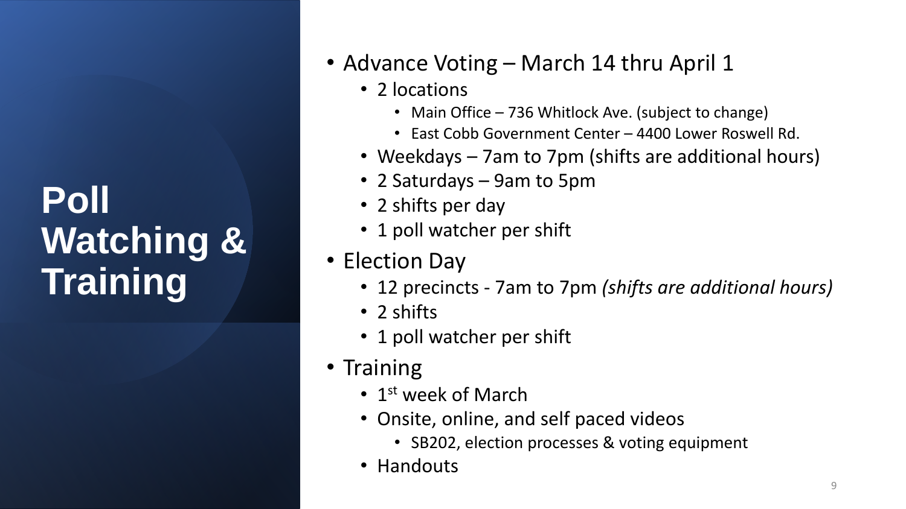# Poll Watching & Training

- Advance Voting – March 14 thru April 1
  - 2 locations
    - Main Office – 736 Whitlock Ave. (subject to change)
    - East Cobb Government Center – 4400 Lower Roswell Rd.
  - Weekdays – 7am to 7pm (shifts are additional hours)
  - 2 Saturdays – 9am to 5pm
  - 2 shifts per day
  - 1 poll watcher per shift
- Election Day
  - 12 precincts - 7am to 7pm *(shifts are additional hours)*
  - 2 shifts
  - 1 poll watcher per shift
- Training
  - 1st week of March
  - Onsite, online, and self paced videos
    - SB202, election processes & voting equipment
  - Handouts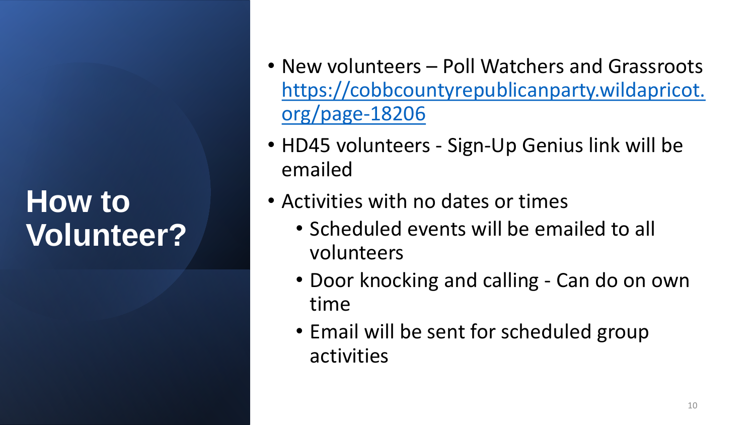# How to Volunteer?

- New volunteers – Poll Watchers and Grassroots [https://cobbcountyrepublicanparty.wildapricot.org/page-18206](https://cobbcountyrepublicanparty.wildapricot.org/page-18206)
- HD45 volunteers - Sign-Up Genius link will be emailed
- Activities with no dates or times
  - Scheduled events will be emailed to all volunteers
  - Door knocking and calling - Can do on own time
  - Email will be sent for scheduled group activities